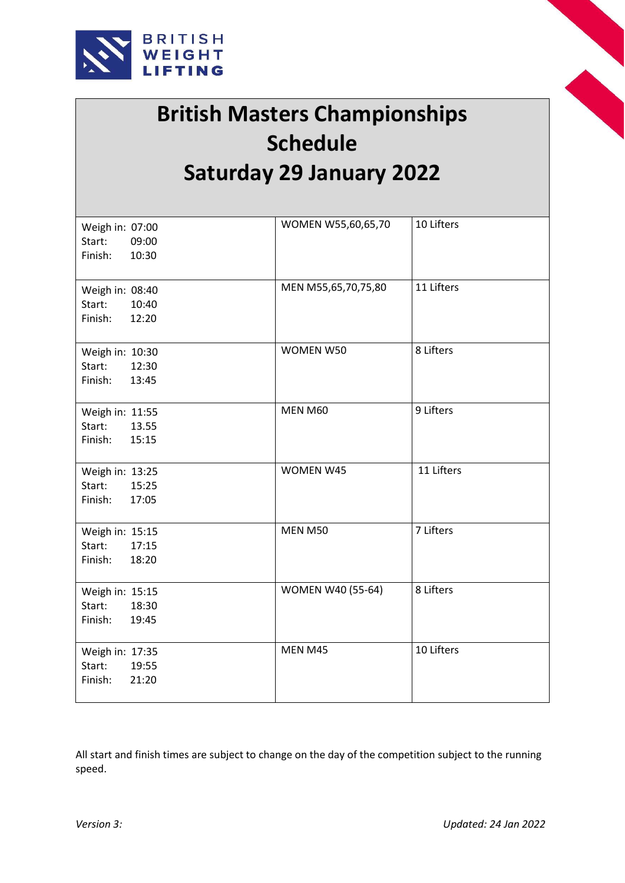# British Masters Championships Schedule Saturday 29 January 2022

| Times | Category | Lifters |
|---|---|---|
| Weigh in: 07:00<br>Start: 09:00<br>Finish: 10:30 | WOMEN W55,60,65,70 | 10 Lifters |
| Weigh in: 08:40<br>Start: 10:40<br>Finish: 12:20 | MEN M55,65,70,75,80 | 11 Lifters |
| Weigh in: 10:30<br>Start: 12:30<br>Finish: 13:45 | WOMEN W50 | 8 Lifters |
| Weigh in: 11:55<br>Start: 13.55<br>Finish: 15:15 | MEN M60 | 9 Lifters |
| Weigh in: 13:25<br>Start: 15:25<br>Finish: 17:05 | WOMEN W45 | 11 Lifters |
| Weigh in: 15:15<br>Start: 17:15<br>Finish: 18:20 | MEN M50 | 7 Lifters |
| Weigh in: 15:15<br>Start: 18:30<br>Finish: 19:45 | WOMEN W40 (55-64) | 8 Lifters |
| Weigh in: 17:35<br>Start: 19:55<br>Finish: 21:20 | MEN M45 | 10 Lifters |

All start and finish times are subject to change on the day of the competition subject to the running speed.

*Version 3:* *Updated: 24 Jan 2022*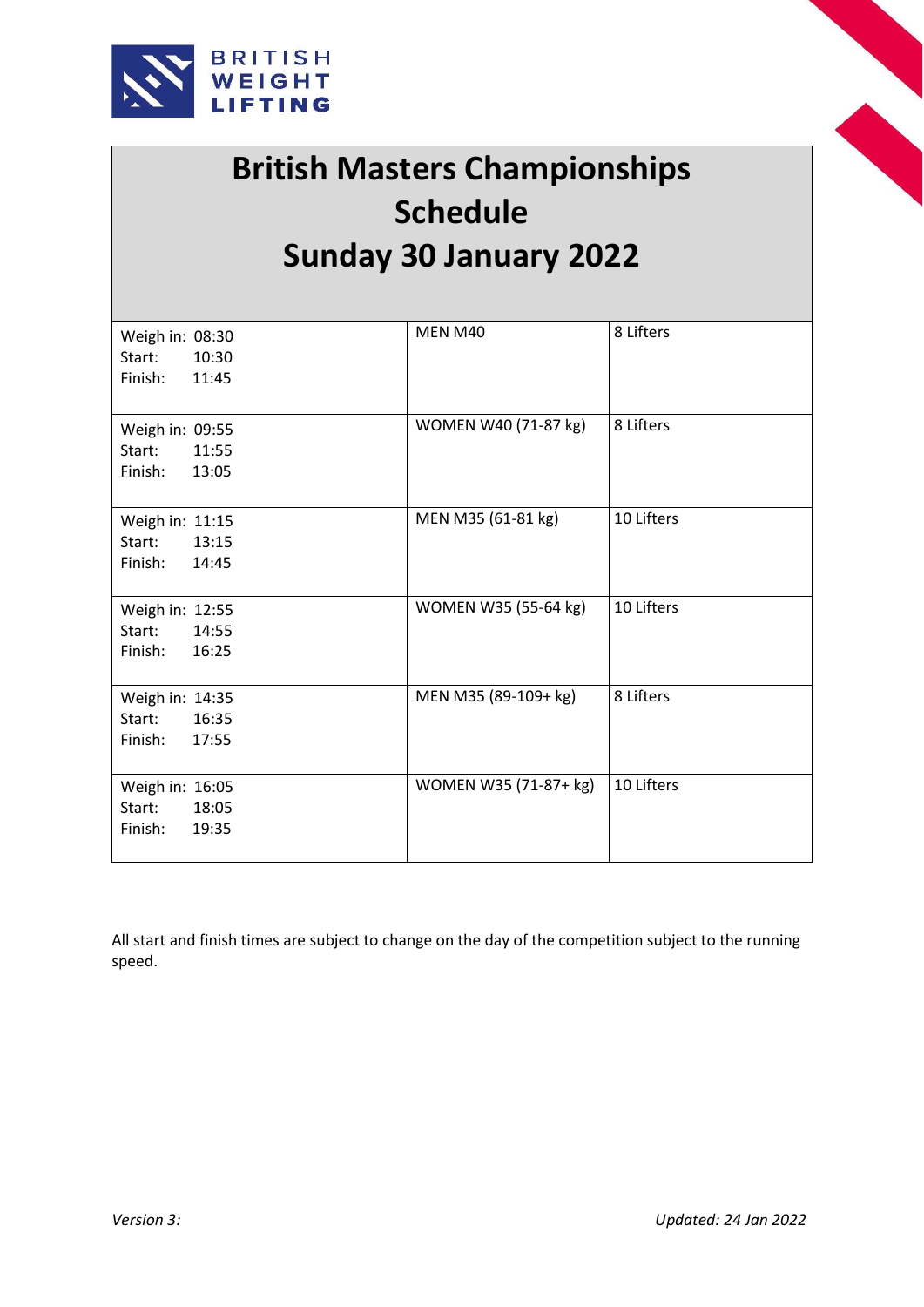# British Masters Championships Schedule Sunday 30 January 2022

| | | |
|---|---|---|
| Weigh in: 08:30<br>Start: 10:30<br>Finish: 11:45 | MEN M40 | 8 Lifters |
| Weigh in: 09:55<br>Start: 11:55<br>Finish: 13:05 | WOMEN W40 (71-87 kg) | 8 Lifters |
| Weigh in: 11:15<br>Start: 13:15<br>Finish: 14:45 | MEN M35 (61-81 kg) | 10 Lifters |
| Weigh in: 12:55<br>Start: 14:55<br>Finish: 16:25 | WOMEN W35 (55-64 kg) | 10 Lifters |
| Weigh in: 14:35<br>Start: 16:35<br>Finish: 17:55 | MEN M35 (89-109+ kg) | 8 Lifters |
| Weigh in: 16:05<br>Start: 18:05<br>Finish: 19:35 | WOMEN W35 (71-87+ kg) | 10 Lifters |

All start and finish times are subject to change on the day of the competition subject to the running speed.

*Version 3:* *Updated: 24 Jan 2022*